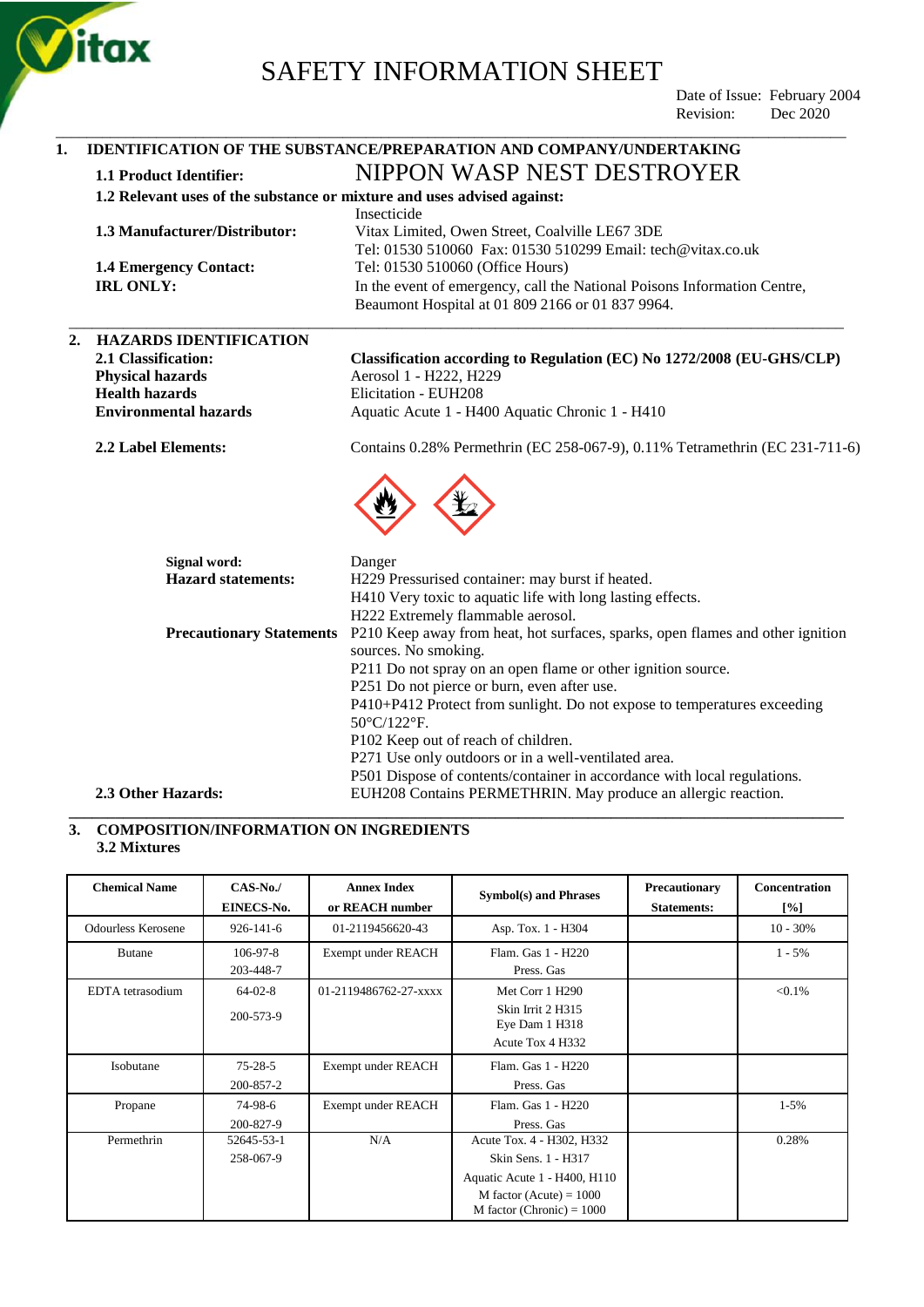# SAFETY INFORMATION SHEET

Date of Issue: February 2004
Revision: Dec 2020

## 1. IDENTIFICATION OF THE SUBSTANCE/PREPARATION AND COMPANY/UNDERTAKING

**1.1 Product Identifier:** NIPPON WASP NEST DESTROYER

**1.2 Relevant uses of the substance or mixture and uses advised against:**
Insecticide

**1.3 Manufacturer/Distributor:** Vitax Limited, Owen Street, Coalville LE67 3DE
Tel: 01530 510060 Fax: 01530 510299 Email: tech@vitax.co.uk

**1.4 Emergency Contact:** Tel: 01530 510060 (Office Hours)

**IRL ONLY:** In the event of emergency, call the National Poisons Information Centre, Beaumont Hospital at 01 809 2166 or 01 837 9964.

## 2. HAZARDS IDENTIFICATION

**2.1 Classification:** **Classification according to Regulation (EC) No 1272/2008 (EU-GHS/CLP)**

**Physical hazards** Aerosol 1 - H222, H229
**Health hazards** Elicitation - EUH208
**Environmental hazards** Aquatic Acute 1 - H400 Aquatic Chronic 1 - H410

**2.2 Label Elements:** Contains 0.28% Permethrin (EC 258-067-9), 0.11% Tetramethrin (EC 231-711-6)

**Signal word:** Danger

**Hazard statements:**
H229 Pressurised container: may burst if heated.
H410 Very toxic to aquatic life with long lasting effects.
H222 Extremely flammable aerosol.

**Precautionary Statements**
P210 Keep away from heat, hot surfaces, sparks, open flames and other ignition sources. No smoking.
P211 Do not spray on an open flame or other ignition source.
P251 Do not pierce or burn, even after use.
P410+P412 Protect from sunlight. Do not expose to temperatures exceeding 50°C/122°F.
P102 Keep out of reach of children.
P271 Use only outdoors or in a well-ventilated area.
P501 Dispose of contents/container in accordance with local regulations.

**2.3 Other Hazards:** EUH208 Contains PERMETHRIN. May produce an allergic reaction.

## 3. COMPOSITION/INFORMATION ON INGREDIENTS

### 3.2 Mixtures

| Chemical Name | CAS-No./ EINECS-No. | Annex Index or REACH number | Symbol(s) and Phrases | Precautionary Statements: | Concentration [%] |
|---|---|---|---|---|---|
| Odourless Kerosene | 926-141-6 | 01-2119456620-43 | Asp. Tox. 1 - H304 | | 10 - 30% |
| Butane | 106-97-8 203-448-7 | Exempt under REACH | Flam. Gas 1 - H220 Press. Gas | | 1 - 5% |
| EDTA tetrasodium | 64-02-8 200-573-9 | 01-2119486762-27-xxxx | Met Corr 1 H290 Skin Irrit 2 H315 Eye Dam 1 H318 Acute Tox 4 H332 | | <0.1% |
| Isobutane | 75-28-5 200-857-2 | Exempt under REACH | Flam. Gas 1 - H220 Press. Gas | | |
| Propane | 74-98-6 200-827-9 | Exempt under REACH | Flam. Gas 1 - H220 Press. Gas | | 1-5% |
| Permethrin | 52645-53-1 258-067-9 | N/A | Acute Tox. 4 - H302, H332 Skin Sens. 1 - H317 Aquatic Acute 1 - H400, H110 M factor (Acute) = 1000 M factor (Chronic) = 1000 | | 0.28% |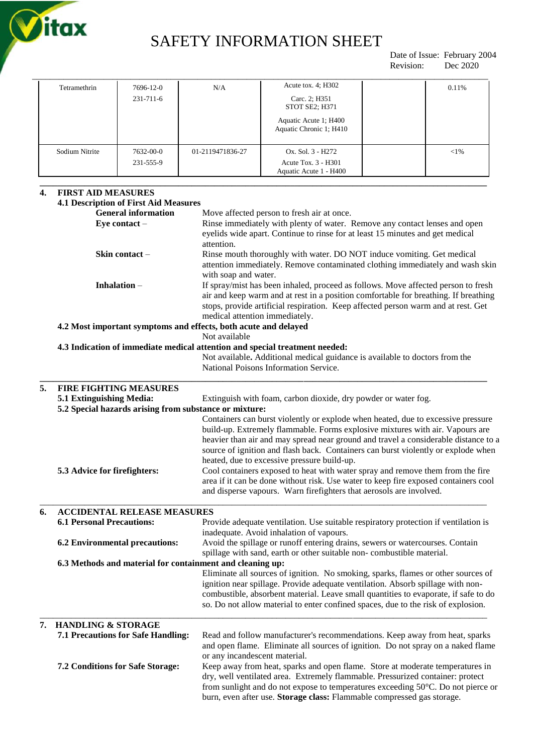| Tetramethrin | 7696-12-0<br>231-711-6 | N/A | Acute tox. 4; H302<br>Carc. 2; H351<br>STOT SE2; H371<br>Aquatic Acute 1; H400<br>Aquatic Chronic 1; H410 | | 0.11% |
|---|---|---|---|---|---|
| Sodium Nitrite | 7632-00-0<br>231-555-9 | 01-2119471836-27 | Ox. Sol. 3 - H272<br>Acute Tox. 3 - H301<br>Aquatic Acute 1 - H400 | | <1% |

## 4. FIRST AID MEASURES

### 4.1 Description of First Aid Measures

**General information** Move affected person to fresh air at once.

**Eye contact** – Rinse immediately with plenty of water. Remove any contact lenses and open eyelids wide apart. Continue to rinse for at least 15 minutes and get medical attention.

**Skin contact** – Rinse mouth thoroughly with water. DO NOT induce vomiting. Get medical attention immediately. Remove contaminated clothing immediately and wash skin with soap and water.

**Inhalation** – If spray/mist has been inhaled, proceed as follows. Move affected person to fresh air and keep warm and at rest in a position comfortable for breathing. If breathing stops, provide artificial respiration. Keep affected person warm and at rest. Get medical attention immediately.

### 4.2 Most important symptoms and effects, both acute and delayed

Not available

### 4.3 Indication of immediate medical attention and special treatment needed:

Not available**.** Additional medical guidance is available to doctors from the National Poisons Information Service.

## 5. FIRE FIGHTING MEASURES

**5.1 Extinguishing Media:** Extinguish with foam, carbon dioxide, dry powder or water fog.

**5.2 Special hazards arising from substance or mixture:**

Containers can burst violently or explode when heated, due to excessive pressure build-up. Extremely flammable. Forms explosive mixtures with air. Vapours are heavier than air and may spread near ground and travel a considerable distance to a source of ignition and flash back. Containers can burst violently or explode when heated, due to excessive pressure build-up.

**5.3 Advice for firefighters:** Cool containers exposed to heat with water spray and remove them from the fire area if it can be done without risk. Use water to keep fire exposed containers cool and disperse vapours. Warn firefighters that aerosols are involved.

## 6. ACCIDENTAL RELEASE MEASURES

**6.1 Personal Precautions:** Provide adequate ventilation. Use suitable respiratory protection if ventilation is inadequate. Avoid inhalation of vapours.

**6.2 Environmental precautions:** Avoid the spillage or runoff entering drains, sewers or watercourses. Contain spillage with sand, earth or other suitable non- combustible material.

**6.3 Methods and material for containment and cleaning up:**

Eliminate all sources of ignition. No smoking, sparks, flames or other sources of ignition near spillage. Provide adequate ventilation. Absorb spillage with non-combustible, absorbent material. Leave small quantities to evaporate, if safe to do so. Do not allow material to enter confined spaces, due to the risk of explosion.

## 7. HANDLING & STORAGE

**7.1 Precautions for Safe Handling:** Read and follow manufacturer's recommendations. Keep away from heat, sparks and open flame. Eliminate all sources of ignition. Do not spray on a naked flame or any incandescent material.

**7.2 Conditions for Safe Storage:** Keep away from heat, sparks and open flame. Store at moderate temperatures in dry, well ventilated area. Extremely flammable. Pressurized container: protect from sunlight and do not expose to temperatures exceeding 50°C. Do not pierce or burn, even after use. **Storage class:** Flammable compressed gas storage.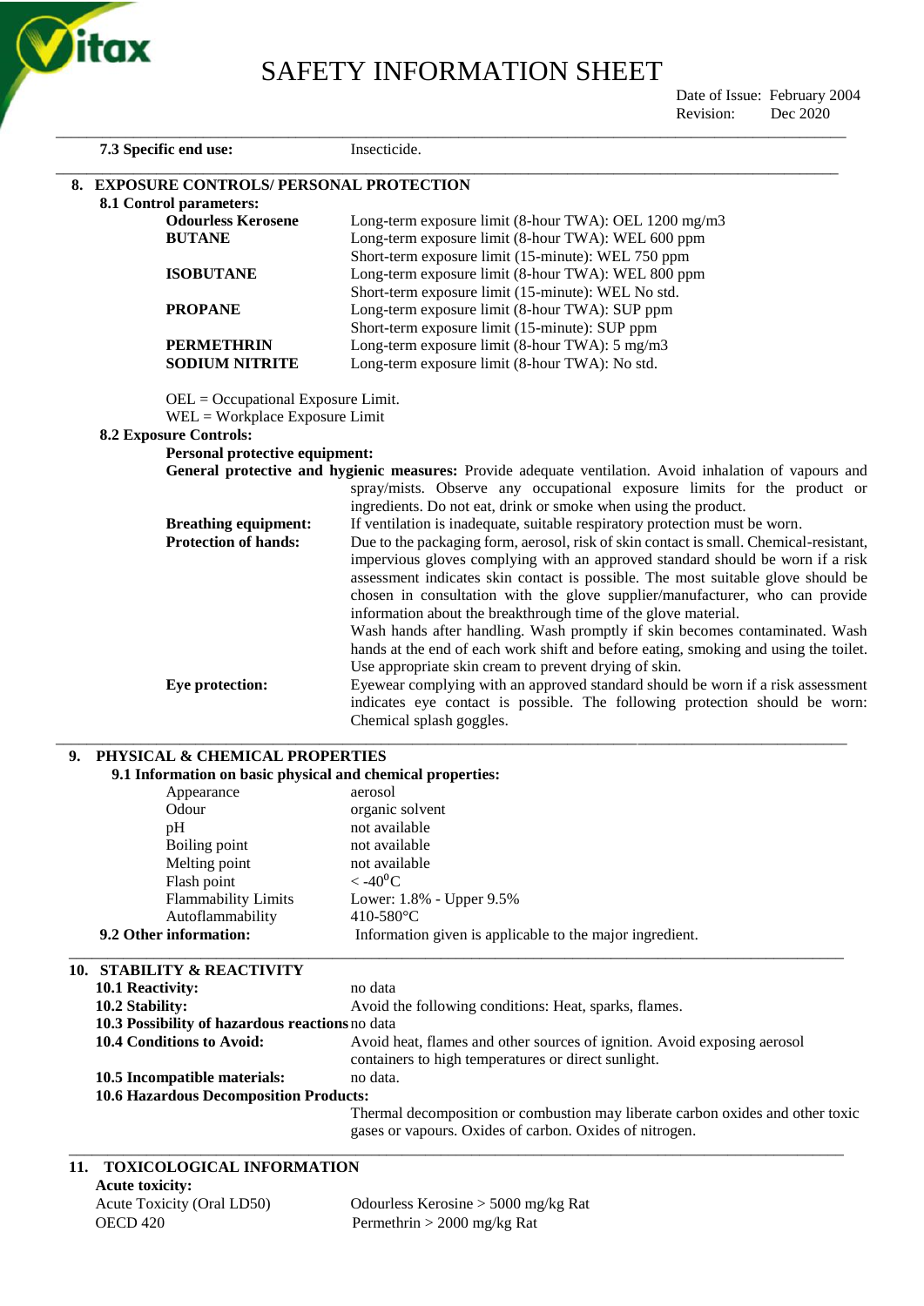**7.3 Specific end use:** Insecticide.

## 8. EXPOSURE CONTROLS/ PERSONAL PROTECTION

### 8.1 Control parameters:

| | |
|---|---|
| **Odourless Kerosene** | Long-term exposure limit (8-hour TWA): OEL 1200 mg/m3 |
| **BUTANE** | Long-term exposure limit (8-hour TWA): WEL 600 ppm<br>Short-term exposure limit (15-minute): WEL 750 ppm |
| **ISOBUTANE** | Long-term exposure limit (8-hour TWA): WEL 800 ppm<br>Short-term exposure limit (15-minute): WEL No std. |
| **PROPANE** | Long-term exposure limit (8-hour TWA): SUP ppm<br>Short-term exposure limit (15-minute): SUP ppm |
| **PERMETHRIN** | Long-term exposure limit (8-hour TWA): 5 mg/m3 |
| **SODIUM NITRITE** | Long-term exposure limit (8-hour TWA): No std. |

OEL = Occupational Exposure Limit.
WEL = Workplace Exposure Limit

### 8.2 Exposure Controls:

**Personal protective equipment:**

**General protective and hygienic measures:** Provide adequate ventilation. Avoid inhalation of vapours and spray/mists. Observe any occupational exposure limits for the product or ingredients. Do not eat, drink or smoke when using the product.

**Breathing equipment:** If ventilation is inadequate, suitable respiratory protection must be worn.

**Protection of hands:** Due to the packaging form, aerosol, risk of skin contact is small. Chemical-resistant, impervious gloves complying with an approved standard should be worn if a risk assessment indicates skin contact is possible. The most suitable glove should be chosen in consultation with the glove supplier/manufacturer, who can provide information about the breakthrough time of the glove material.
Wash hands after handling. Wash promptly if skin becomes contaminated. Wash hands at the end of each work shift and before eating, smoking and using the toilet. Use appropriate skin cream to prevent drying of skin.

**Eye protection:** Eyewear complying with an approved standard should be worn if a risk assessment indicates eye contact is possible. The following protection should be worn: Chemical splash goggles.

## 9. PHYSICAL & CHEMICAL PROPERTIES

### 9.1 Information on basic physical and chemical properties:

| | |
|---|---|
| Appearance | aerosol |
| Odour | organic solvent |
| pH | not available |
| Boiling point | not available |
| Melting point | not available |
| Flash point | < -40$^0$C |
| Flammability Limits | Lower: 1.8% - Upper 9.5% |
| Autoflammability | 410-580°C |

**9.2 Other information:** Information given is applicable to the major ingredient.

## 10. STABILITY & REACTIVITY

**10.1 Reactivity:** no data

**10.2 Stability:** Avoid the following conditions: Heat, sparks, flames.

**10.3 Possibility of hazardous reactions** no data

**10.4 Conditions to Avoid:** Avoid heat, flames and other sources of ignition. Avoid exposing aerosol containers to high temperatures or direct sunlight.

**10.5 Incompatible materials:** no data.

**10.6 Hazardous Decomposition Products:**
Thermal decomposition or combustion may liberate carbon oxides and other toxic gases or vapours. Oxides of carbon. Oxides of nitrogen.

## 11. TOXICOLOGICAL INFORMATION

**Acute toxicity:**

| | |
|---|---|
| Acute Toxicity (Oral LD50) | Odourless Kerosine > 5000 mg/kg Rat |
| OECD 420 | Permethrin > 2000 mg/kg Rat |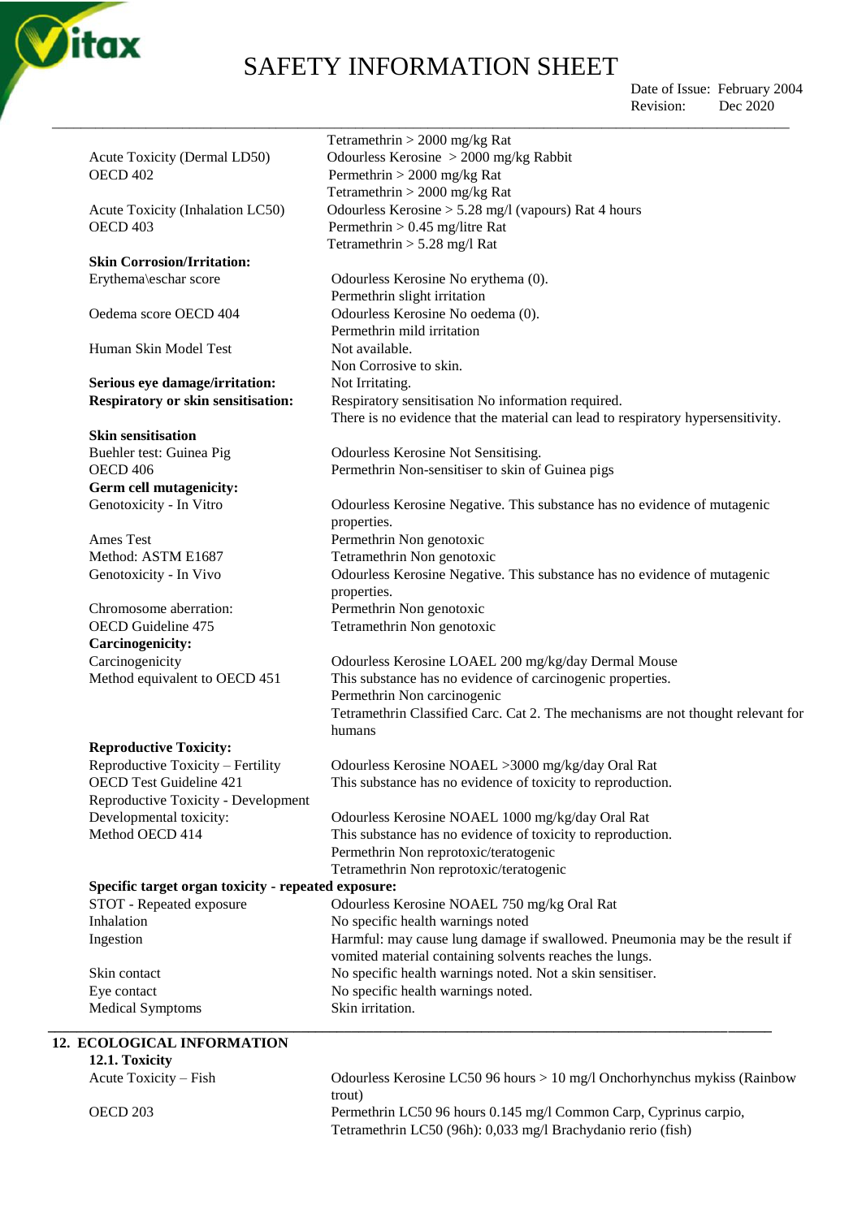| | |
|---|---|
| | Tetramethrin > 2000 mg/kg Rat |
| Acute Toxicity (Dermal LD50) OECD 402 | Odourless Kerosine > 2000 mg/kg Rabbit<br>Permethrin > 2000 mg/kg Rat<br>Tetramethrin > 2000 mg/kg Rat |
| Acute Toxicity (Inhalation LC50) OECD 403 | Odourless Kerosine > 5.28 mg/l (vapours) Rat 4 hours<br>Permethrin > 0.45 mg/litre Rat<br>Tetramethrin > 5.28 mg/l Rat |
| **Skin Corrosion/Irritation:** | |
| Erythema\eschar score | Odourless Kerosine No erythema (0).<br>Permethrin slight irritation |
| Oedema score OECD 404 | Odourless Kerosine No oedema (0).<br>Permethrin mild irritation |
| Human Skin Model Test | Not available.<br>Non Corrosive to skin. |
| **Serious eye damage/irritation:** | Not Irritating. |
| **Respiratory or skin sensitisation:** | Respiratory sensitisation No information required.<br>There is no evidence that the material can lead to respiratory hypersensitivity. |
| **Skin sensitisation** | |
| Buehler test: Guinea Pig OECD 406 | Odourless Kerosine Not Sensitising.<br>Permethrin Non-sensitiser to skin of Guinea pigs |
| **Germ cell mutagenicity:** | |
| Genotoxicity - In Vitro | Odourless Kerosine Negative. This substance has no evidence of mutagenic properties. |
| Ames Test<br>Method: ASTM E1687 | Permethrin Non genotoxic<br>Tetramethrin Non genotoxic |
| Genotoxicity - In Vivo | Odourless Kerosine Negative. This substance has no evidence of mutagenic properties. |
| Chromosome aberration:<br>OECD Guideline 475 | Permethrin Non genotoxic<br>Tetramethrin Non genotoxic |
| **Carcinogenicity:** | |
| Carcinogenicity<br>Method equivalent to OECD 451 | Odourless Kerosine LOAEL 200 mg/kg/day Dermal Mouse<br>This substance has no evidence of carcinogenic properties.<br>Permethrin Non carcinogenic<br>Tetramethrin Classified Carc. Cat 2. The mechanisms are not thought relevant for humans |
| **Reproductive Toxicity:** | |
| Reproductive Toxicity – Fertility<br>OECD Test Guideline 421 | Odourless Kerosine NOAEL >3000 mg/kg/day Oral Rat<br>This substance has no evidence of toxicity to reproduction. |
| Reproductive Toxicity - Development<br>Developmental toxicity:<br>Method OECD 414 | Odourless Kerosine NOAEL 1000 mg/kg/day Oral Rat<br>This substance has no evidence of toxicity to reproduction.<br>Permethrin Non reprotoxic/teratogenic<br>Tetramethrin Non reprotoxic/teratogenic |
| **Specific target organ toxicity - repeated exposure:** | |
| STOT - Repeated exposure | Odourless Kerosine NOAEL 750 mg/kg Oral Rat |
| Inhalation | No specific health warnings noted |
| Ingestion | Harmful: may cause lung damage if swallowed. Pneumonia may be the result if vomited material containing solvents reaches the lungs. |
| Skin contact | No specific health warnings noted. Not a skin sensitiser. |
| Eye contact | No specific health warnings noted. |
| Medical Symptoms | Skin irritation. |

## 12. ECOLOGICAL INFORMATION

### 12.1. Toxicity

| | |
|---|---|
| Acute Toxicity – Fish | Odourless Kerosine LC50 96 hours > 10 mg/l Onchorhynchus mykiss (Rainbow trout) |
| OECD 203 | Permethrin LC50 96 hours 0.145 mg/l Common Carp, Cyprinus carpio,<br>Tetramethrin LC50 (96h): 0,033 mg/l Brachydanio rerio (fish) |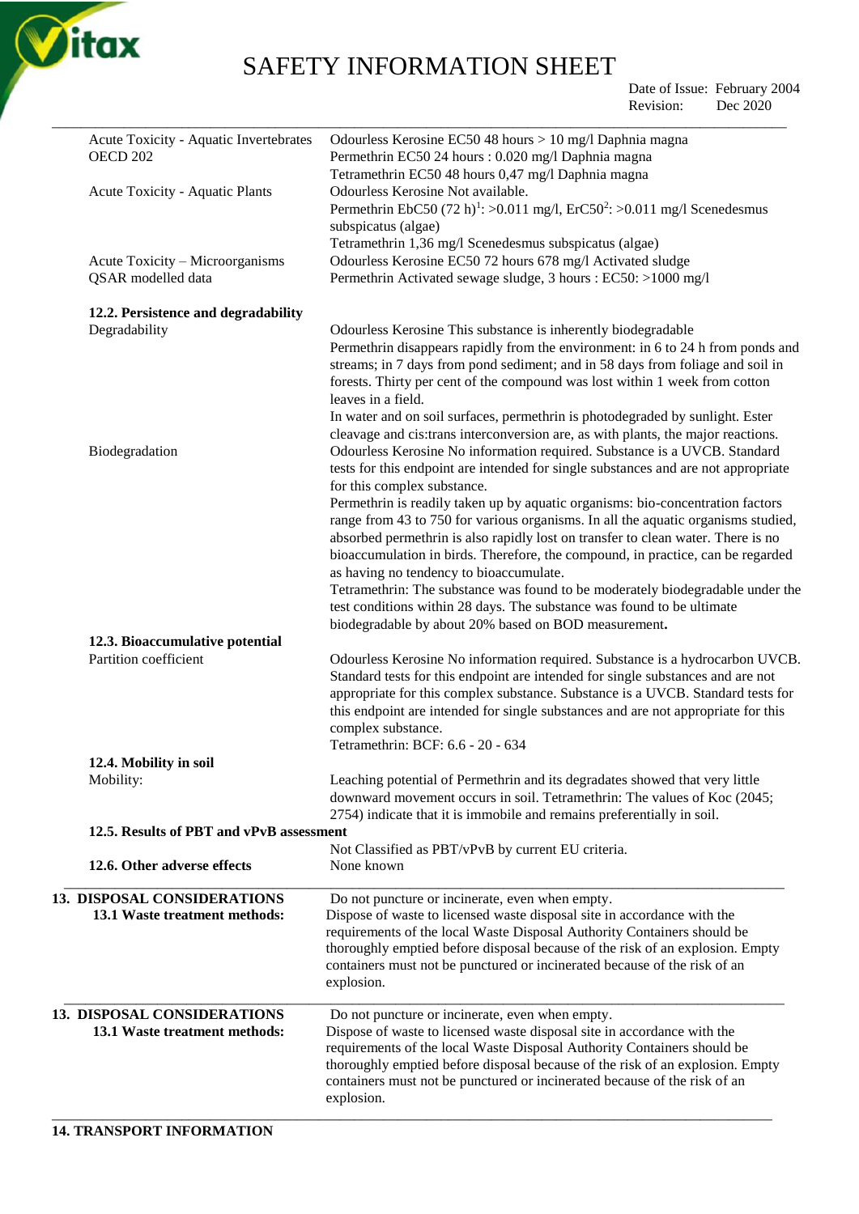| | |
|---|---|
| Acute Toxicity - Aquatic Invertebrates OECD 202 | Odourless Kerosine EC50 48 hours > 10 mg/l Daphnia magna<br>Permethrin EC50 24 hours : 0.020 mg/l Daphnia magna<br>Tetramethrin EC50 48 hours 0,47 mg/l Daphnia magna |
| Acute Toxicity - Aquatic Plants | Odourless Kerosine Not available.<br>Permethrin EbC50 (72 h)[1]: >0.011 mg/l, ErC50[2]: >0.011 mg/l Scenedesmus subspicatus (algae)<br>Tetramethrin 1,36 mg/l Scenedesmus subspicatus (algae) |
| Acute Toxicity – Microorganisms QSAR modelled data | Odourless Kerosine EC50 72 hours 678 mg/l Activated sludge<br>Permethrin Activated sewage sludge, 3 hours : EC50: >1000 mg/l |

**12.2. Persistence and degradability**

| | |
|---|---|
| Degradability | Odourless Kerosine This substance is inherently biodegradable<br>Permethrin disappears rapidly from the environment: in 6 to 24 h from ponds and streams; in 7 days from pond sediment; and in 58 days from foliage and soil in forests. Thirty per cent of the compound was lost within 1 week from cotton leaves in a field.<br>In water and on soil surfaces, permethrin is photodegraded by sunlight. Ester cleavage and cis:trans interconversion are, as with plants, the major reactions. |
| Biodegradation | Odourless Kerosine No information required. Substance is a UVCB. Standard tests for this endpoint are intended for single substances and are not appropriate for this complex substance.<br>Permethrin is readily taken up by aquatic organisms: bio-concentration factors range from 43 to 750 for various organisms. In all the aquatic organisms studied, absorbed permethrin is also rapidly lost on transfer to clean water. There is no bioaccumulation in birds. Therefore, the compound, in practice, can be regarded as having no tendency to bioaccumulate.<br>Tetramethrin: The substance was found to be moderately biodegradable under the test conditions within 28 days. The substance was found to be ultimate biodegradable by about 20% based on BOD measurement**.** |

**12.3. Bioaccumulative potential**

| | |
|---|---|
| Partition coefficient | Odourless Kerosine No information required. Substance is a hydrocarbon UVCB. Standard tests for this endpoint are intended for single substances and are not appropriate for this complex substance. Substance is a UVCB. Standard tests for this endpoint are intended for single substances and are not appropriate for this complex substance.<br>Tetramethrin: BCF: 6.6 - 20 - 634 |

**12.4. Mobility in soil**

| | |
|---|---|
| Mobility: | Leaching potential of Permethrin and its degradates showed that very little downward movement occurs in soil. Tetramethrin: The values of Koc (2045; 2754) indicate that it is immobile and remains preferentially in soil. |

**12.5. Results of PBT and vPvB assessment**

Not Classified as PBT/vPvB by current EU criteria.

**12.6. Other adverse effects** None known

## 13. DISPOSAL CONSIDERATIONS

**13.1 Waste treatment methods:**

Do not puncture or incinerate, even when empty.
Dispose of waste to licensed waste disposal site in accordance with the requirements of the local Waste Disposal Authority Containers should be thoroughly emptied before disposal because of the risk of an explosion. Empty containers must not be punctured or incinerated because of the risk of an explosion.

## 13. DISPOSAL CONSIDERATIONS

**13.1 Waste treatment methods:**

Do not puncture or incinerate, even when empty.
Dispose of waste to licensed waste disposal site in accordance with the requirements of the local Waste Disposal Authority Containers should be thoroughly emptied before disposal because of the risk of an explosion. Empty containers must not be punctured or incinerated because of the risk of an explosion.

## 14. TRANSPORT INFORMATION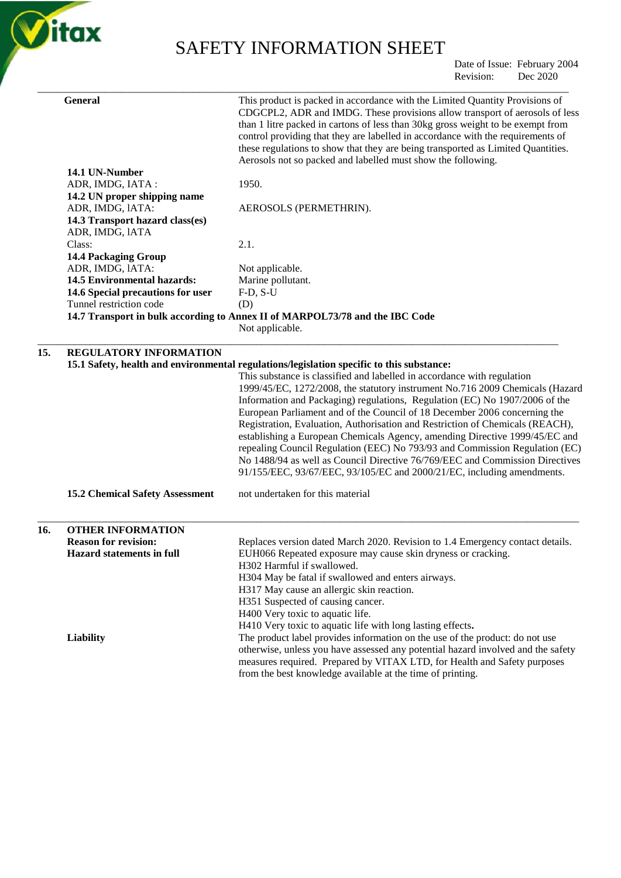# SAFETY INFORMATION SHEET

Date of Issue: February 2004
Revision: Dec 2020

| | |
|---|---|
| **General** | This product is packed in accordance with the Limited Quantity Provisions of CDGCPL2, ADR and IMDG. These provisions allow transport of aerosols of less than 1 litre packed in cartons of less than 30kg gross weight to be exempt from control providing that they are labelled in accordance with the requirements of these regulations to show that they are being transported as Limited Quantities. Aerosols not so packed and labelled must show the following. |
| **14.1 UN-Number** | |
| ADR, IMDG, IATA : | 1950. |
| **14.2 UN proper shipping name** | |
| ADR, IMDG, IATA: | AEROSOLS (PERMETHRIN). |
| **14.3 Transport hazard class(es)** | |
| ADR, IMDG, IATA | |
| Class: | 2.1. |
| **14.4 Packaging Group** | |
| ADR, IMDG, IATA: | Not applicable. |
| **14.5 Environmental hazards:** | Marine pollutant. |
| **14.6 Special precautions for user** | F-D, S-U |
| Tunnel restriction code | (D) |

**14.7 Transport in bulk according to Annex II of MARPOL73/78 and the IBC Code**

Not applicable.

## 15. REGULATORY INFORMATION

**15.1 Safety, health and environmental regulations/legislation specific to this substance:**

This substance is classified and labelled in accordance with regulation 1999/45/EC, 1272/2008, the statutory instrument No.716 2009 Chemicals (Hazard Information and Packaging) regulations, Regulation (EC) No 1907/2006 of the European Parliament and of the Council of 18 December 2006 concerning the Registration, Evaluation, Authorisation and Restriction of Chemicals (REACH), establishing a European Chemicals Agency, amending Directive 1999/45/EC and repealing Council Regulation (EEC) No 793/93 and Commission Regulation (EC) No 1488/94 as well as Council Directive 76/769/EEC and Commission Directives 91/155/EEC, 93/67/EEC, 93/105/EC and 2000/21/EC, including amendments.

**15.2 Chemical Safety Assessment** — not undertaken for this material

## 16. OTHER INFORMATION

**Reason for revision:** Replaces version dated March 2020. Revision to 1.4 Emergency contact details.

**Hazard statements in full**

EUH066 Repeated exposure may cause skin dryness or cracking.
H302 Harmful if swallowed.
H304 May be fatal if swallowed and enters airways.
H317 May cause an allergic skin reaction.
H351 Suspected of causing cancer.
H400 Very toxic to aquatic life.
H410 Very toxic to aquatic life with long lasting effects.

**Liability**

The product label provides information on the use of the product: do not use otherwise, unless you have assessed any potential hazard involved and the safety measures required. Prepared by VITAX LTD, for Health and Safety purposes from the best knowledge available at the time of printing.